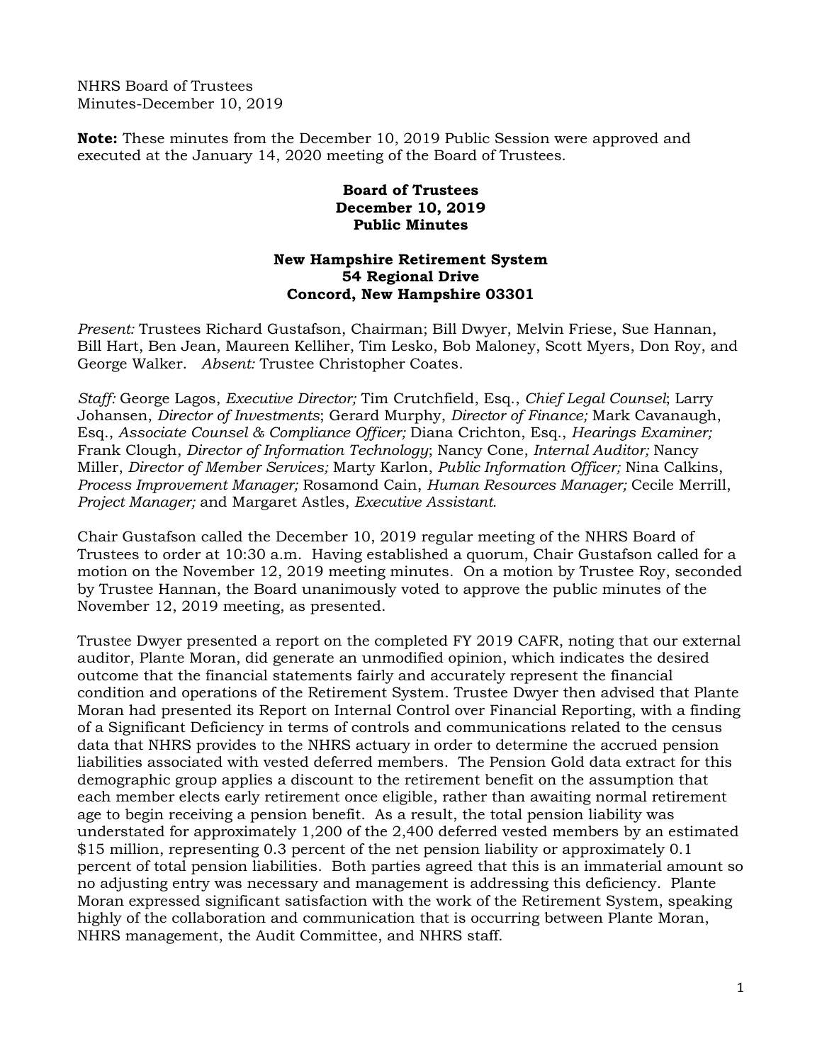NHRS Board of Trustees
Minutes-December 10, 2019

**Note:** These minutes from the December 10, 2019 Public Session were approved and executed at the January 14, 2020 meeting of the Board of Trustees.

**Board of Trustees**
**December 10, 2019**
**Public Minutes**

**New Hampshire Retirement System**
**54 Regional Drive**
**Concord, New Hampshire 03301**

*Present:* Trustees Richard Gustafson, Chairman; Bill Dwyer, Melvin Friese, Sue Hannan, Bill Hart, Ben Jean, Maureen Kelliher, Tim Lesko, Bob Maloney, Scott Myers, Don Roy, and George Walker. *Absent:* Trustee Christopher Coates.

*Staff:* George Lagos, *Executive Director;* Tim Crutchfield, Esq., *Chief Legal Counsel*; Larry Johansen, *Director of Investments*; Gerard Murphy, *Director of Finance;* Mark Cavanaugh, Esq., *Associate Counsel & Compliance Officer;* Diana Crichton, Esq., *Hearings Examiner;* Frank Clough, *Director of Information Technology*; Nancy Cone, *Internal Auditor;* Nancy Miller, *Director of Member Services;* Marty Karlon, *Public Information Officer;* Nina Calkins, *Process Improvement Manager;* Rosamond Cain, *Human Resources Manager;* Cecile Merrill, *Project Manager;* and Margaret Astles, *Executive Assistant.*

Chair Gustafson called the December 10, 2019 regular meeting of the NHRS Board of Trustees to order at 10:30 a.m. Having established a quorum, Chair Gustafson called for a motion on the November 12, 2019 meeting minutes. On a motion by Trustee Roy, seconded by Trustee Hannan, the Board unanimously voted to approve the public minutes of the November 12, 2019 meeting, as presented.

Trustee Dwyer presented a report on the completed FY 2019 CAFR, noting that our external auditor, Plante Moran, did generate an unmodified opinion, which indicates the desired outcome that the financial statements fairly and accurately represent the financial condition and operations of the Retirement System. Trustee Dwyer then advised that Plante Moran had presented its Report on Internal Control over Financial Reporting, with a finding of a Significant Deficiency in terms of controls and communications related to the census data that NHRS provides to the NHRS actuary in order to determine the accrued pension liabilities associated with vested deferred members. The Pension Gold data extract for this demographic group applies a discount to the retirement benefit on the assumption that each member elects early retirement once eligible, rather than awaiting normal retirement age to begin receiving a pension benefit. As a result, the total pension liability was understated for approximately 1,200 of the 2,400 deferred vested members by an estimated $15 million, representing 0.3 percent of the net pension liability or approximately 0.1 percent of total pension liabilities. Both parties agreed that this is an immaterial amount so no adjusting entry was necessary and management is addressing this deficiency. Plante Moran expressed significant satisfaction with the work of the Retirement System, speaking highly of the collaboration and communication that is occurring between Plante Moran, NHRS management, the Audit Committee, and NHRS staff.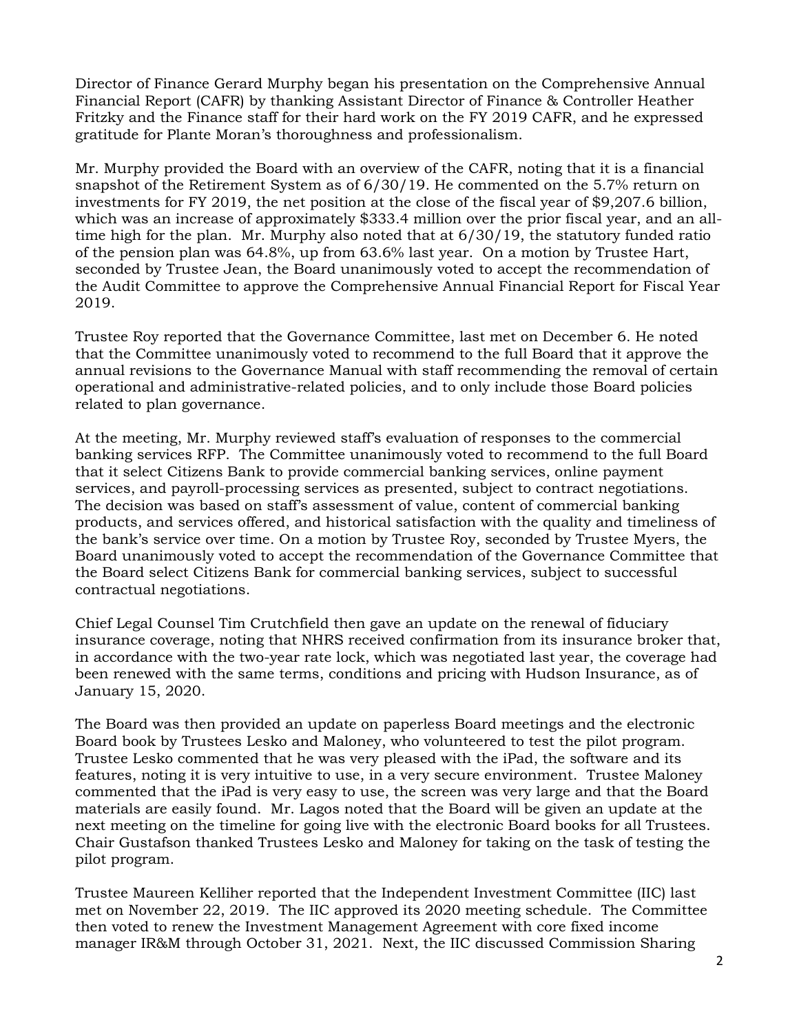Director of Finance Gerard Murphy began his presentation on the Comprehensive Annual Financial Report (CAFR) by thanking Assistant Director of Finance & Controller Heather Fritzky and the Finance staff for their hard work on the FY 2019 CAFR, and he expressed gratitude for Plante Moran's thoroughness and professionalism.

Mr. Murphy provided the Board with an overview of the CAFR, noting that it is a financial snapshot of the Retirement System as of 6/30/19. He commented on the 5.7% return on investments for FY 2019, the net position at the close of the fiscal year of $9,207.6 billion, which was an increase of approximately $333.4 million over the prior fiscal year, and an all-time high for the plan. Mr. Murphy also noted that at 6/30/19, the statutory funded ratio of the pension plan was 64.8%, up from 63.6% last year. On a motion by Trustee Hart, seconded by Trustee Jean, the Board unanimously voted to accept the recommendation of the Audit Committee to approve the Comprehensive Annual Financial Report for Fiscal Year 2019.

Trustee Roy reported that the Governance Committee, last met on December 6. He noted that the Committee unanimously voted to recommend to the full Board that it approve the annual revisions to the Governance Manual with staff recommending the removal of certain operational and administrative-related policies, and to only include those Board policies related to plan governance.

At the meeting, Mr. Murphy reviewed staff's evaluation of responses to the commercial banking services RFP. The Committee unanimously voted to recommend to the full Board that it select Citizens Bank to provide commercial banking services, online payment services, and payroll-processing services as presented, subject to contract negotiations. The decision was based on staff's assessment of value, content of commercial banking products, and services offered, and historical satisfaction with the quality and timeliness of the bank's service over time. On a motion by Trustee Roy, seconded by Trustee Myers, the Board unanimously voted to accept the recommendation of the Governance Committee that the Board select Citizens Bank for commercial banking services, subject to successful contractual negotiations.

Chief Legal Counsel Tim Crutchfield then gave an update on the renewal of fiduciary insurance coverage, noting that NHRS received confirmation from its insurance broker that, in accordance with the two-year rate lock, which was negotiated last year, the coverage had been renewed with the same terms, conditions and pricing with Hudson Insurance, as of January 15, 2020.

The Board was then provided an update on paperless Board meetings and the electronic Board book by Trustees Lesko and Maloney, who volunteered to test the pilot program. Trustee Lesko commented that he was very pleased with the iPad, the software and its features, noting it is very intuitive to use, in a very secure environment. Trustee Maloney commented that the iPad is very easy to use, the screen was very large and that the Board materials are easily found. Mr. Lagos noted that the Board will be given an update at the next meeting on the timeline for going live with the electronic Board books for all Trustees. Chair Gustafson thanked Trustees Lesko and Maloney for taking on the task of testing the pilot program.

Trustee Maureen Kelliher reported that the Independent Investment Committee (IIC) last met on November 22, 2019. The IIC approved its 2020 meeting schedule. The Committee then voted to renew the Investment Management Agreement with core fixed income manager IR&M through October 31, 2021. Next, the IIC discussed Commission Sharing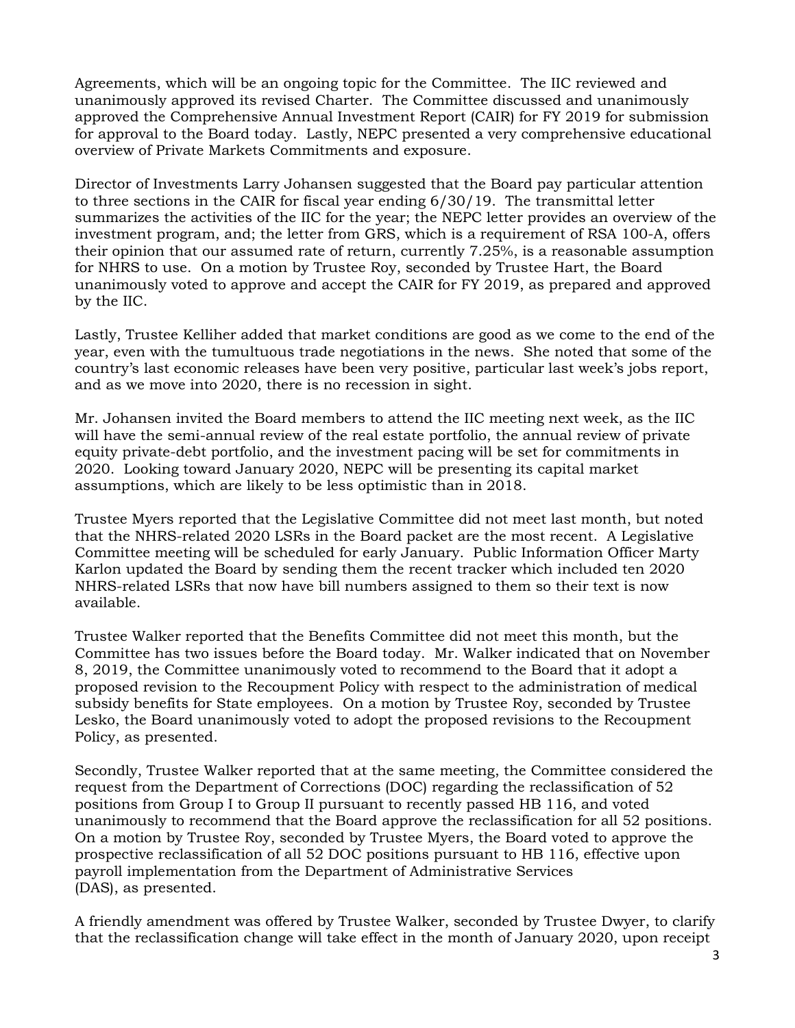Agreements, which will be an ongoing topic for the Committee. The IIC reviewed and unanimously approved its revised Charter. The Committee discussed and unanimously approved the Comprehensive Annual Investment Report (CAIR) for FY 2019 for submission for approval to the Board today. Lastly, NEPC presented a very comprehensive educational overview of Private Markets Commitments and exposure.

Director of Investments Larry Johansen suggested that the Board pay particular attention to three sections in the CAIR for fiscal year ending 6/30/19. The transmittal letter summarizes the activities of the IIC for the year; the NEPC letter provides an overview of the investment program, and; the letter from GRS, which is a requirement of RSA 100-A, offers their opinion that our assumed rate of return, currently 7.25%, is a reasonable assumption for NHRS to use. On a motion by Trustee Roy, seconded by Trustee Hart, the Board unanimously voted to approve and accept the CAIR for FY 2019, as prepared and approved by the IIC.

Lastly, Trustee Kelliher added that market conditions are good as we come to the end of the year, even with the tumultuous trade negotiations in the news. She noted that some of the country's last economic releases have been very positive, particular last week's jobs report, and as we move into 2020, there is no recession in sight.

Mr. Johansen invited the Board members to attend the IIC meeting next week, as the IIC will have the semi-annual review of the real estate portfolio, the annual review of private equity private-debt portfolio, and the investment pacing will be set for commitments in 2020. Looking toward January 2020, NEPC will be presenting its capital market assumptions, which are likely to be less optimistic than in 2018.

Trustee Myers reported that the Legislative Committee did not meet last month, but noted that the NHRS-related 2020 LSRs in the Board packet are the most recent. A Legislative Committee meeting will be scheduled for early January. Public Information Officer Marty Karlon updated the Board by sending them the recent tracker which included ten 2020 NHRS-related LSRs that now have bill numbers assigned to them so their text is now available.

Trustee Walker reported that the Benefits Committee did not meet this month, but the Committee has two issues before the Board today. Mr. Walker indicated that on November 8, 2019, the Committee unanimously voted to recommend to the Board that it adopt a proposed revision to the Recoupment Policy with respect to the administration of medical subsidy benefits for State employees. On a motion by Trustee Roy, seconded by Trustee Lesko, the Board unanimously voted to adopt the proposed revisions to the Recoupment Policy, as presented.

Secondly, Trustee Walker reported that at the same meeting, the Committee considered the request from the Department of Corrections (DOC) regarding the reclassification of 52 positions from Group I to Group II pursuant to recently passed HB 116, and voted unanimously to recommend that the Board approve the reclassification for all 52 positions. On a motion by Trustee Roy, seconded by Trustee Myers, the Board voted to approve the prospective reclassification of all 52 DOC positions pursuant to HB 116, effective upon payroll implementation from the Department of Administrative Services (DAS), as presented.

A friendly amendment was offered by Trustee Walker, seconded by Trustee Dwyer, to clarify that the reclassification change will take effect in the month of January 2020, upon receipt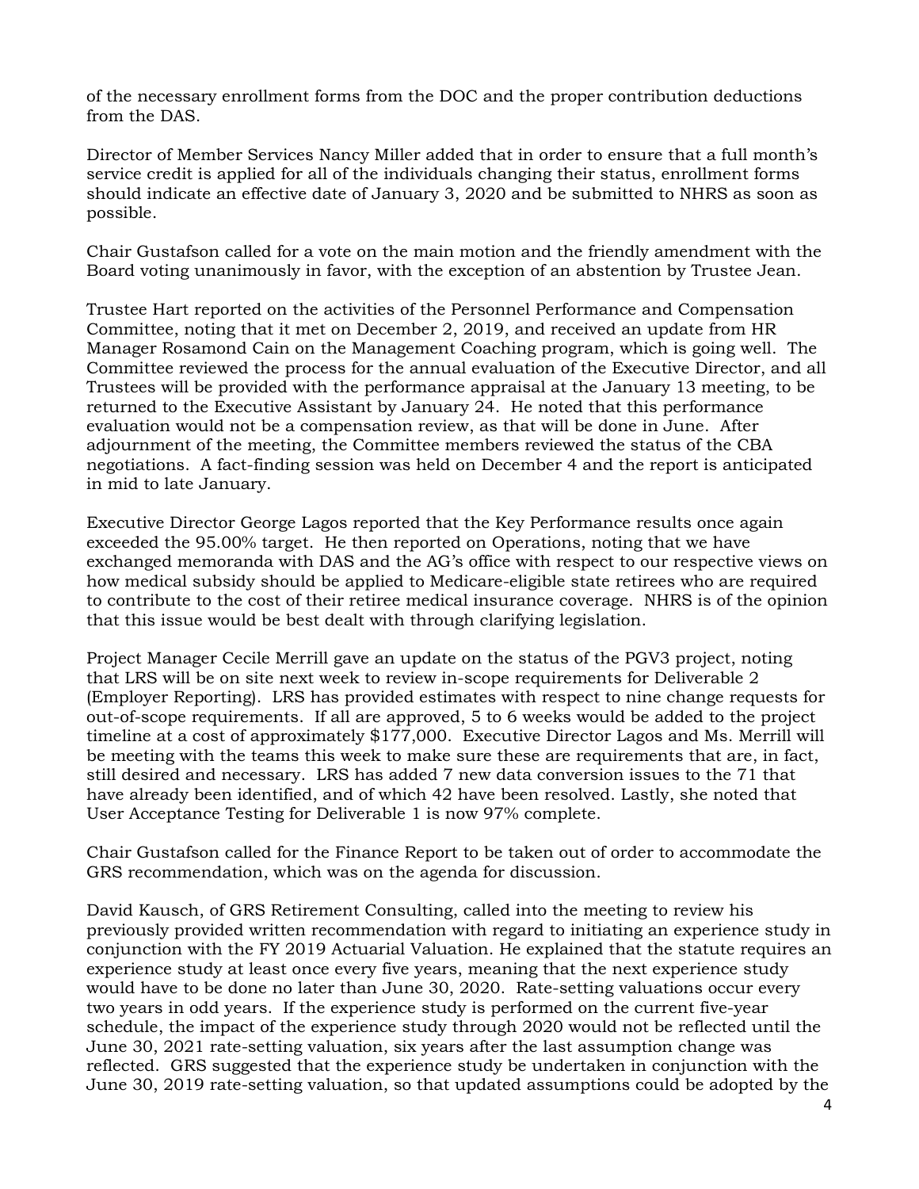of the necessary enrollment forms from the DOC and the proper contribution deductions from the DAS.

Director of Member Services Nancy Miller added that in order to ensure that a full month's service credit is applied for all of the individuals changing their status, enrollment forms should indicate an effective date of January 3, 2020 and be submitted to NHRS as soon as possible.

Chair Gustafson called for a vote on the main motion and the friendly amendment with the Board voting unanimously in favor, with the exception of an abstention by Trustee Jean.

Trustee Hart reported on the activities of the Personnel Performance and Compensation Committee, noting that it met on December 2, 2019, and received an update from HR Manager Rosamond Cain on the Management Coaching program, which is going well. The Committee reviewed the process for the annual evaluation of the Executive Director, and all Trustees will be provided with the performance appraisal at the January 13 meeting, to be returned to the Executive Assistant by January 24. He noted that this performance evaluation would not be a compensation review, as that will be done in June. After adjournment of the meeting, the Committee members reviewed the status of the CBA negotiations. A fact-finding session was held on December 4 and the report is anticipated in mid to late January.

Executive Director George Lagos reported that the Key Performance results once again exceeded the 95.00% target. He then reported on Operations, noting that we have exchanged memoranda with DAS and the AG's office with respect to our respective views on how medical subsidy should be applied to Medicare-eligible state retirees who are required to contribute to the cost of their retiree medical insurance coverage. NHRS is of the opinion that this issue would be best dealt with through clarifying legislation.

Project Manager Cecile Merrill gave an update on the status of the PGV3 project, noting that LRS will be on site next week to review in-scope requirements for Deliverable 2 (Employer Reporting). LRS has provided estimates with respect to nine change requests for out-of-scope requirements. If all are approved, 5 to 6 weeks would be added to the project timeline at a cost of approximately $177,000. Executive Director Lagos and Ms. Merrill will be meeting with the teams this week to make sure these are requirements that are, in fact, still desired and necessary. LRS has added 7 new data conversion issues to the 71 that have already been identified, and of which 42 have been resolved. Lastly, she noted that User Acceptance Testing for Deliverable 1 is now 97% complete.

Chair Gustafson called for the Finance Report to be taken out of order to accommodate the GRS recommendation, which was on the agenda for discussion.

David Kausch, of GRS Retirement Consulting, called into the meeting to review his previously provided written recommendation with regard to initiating an experience study in conjunction with the FY 2019 Actuarial Valuation. He explained that the statute requires an experience study at least once every five years, meaning that the next experience study would have to be done no later than June 30, 2020. Rate-setting valuations occur every two years in odd years. If the experience study is performed on the current five-year schedule, the impact of the experience study through 2020 would not be reflected until the June 30, 2021 rate-setting valuation, six years after the last assumption change was reflected. GRS suggested that the experience study be undertaken in conjunction with the June 30, 2019 rate-setting valuation, so that updated assumptions could be adopted by the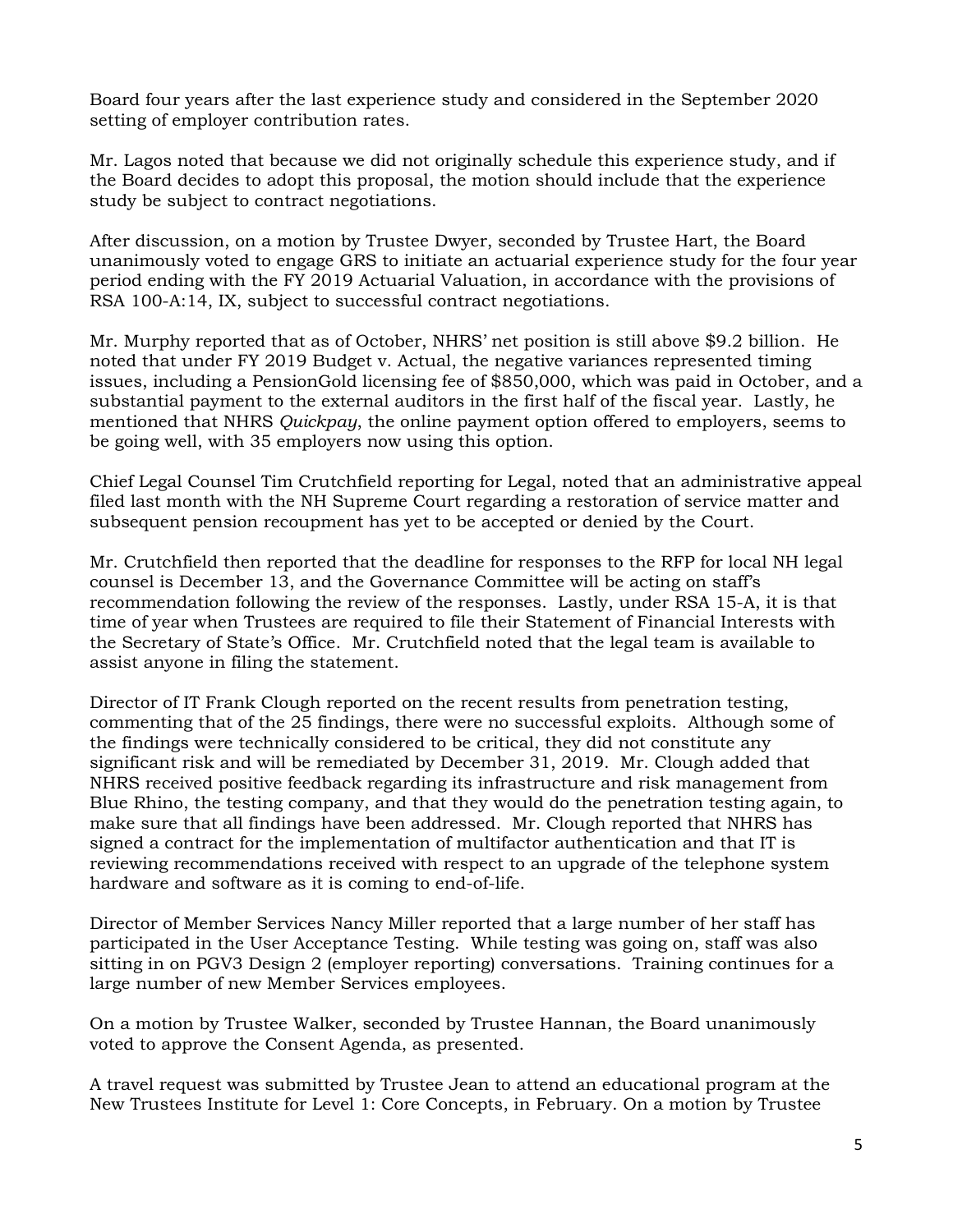Board four years after the last experience study and considered in the September 2020 setting of employer contribution rates.

Mr. Lagos noted that because we did not originally schedule this experience study, and if the Board decides to adopt this proposal, the motion should include that the experience study be subject to contract negotiations.

After discussion, on a motion by Trustee Dwyer, seconded by Trustee Hart, the Board unanimously voted to engage GRS to initiate an actuarial experience study for the four year period ending with the FY 2019 Actuarial Valuation, in accordance with the provisions of RSA 100-A:14, IX, subject to successful contract negotiations.

Mr. Murphy reported that as of October, NHRS' net position is still above $9.2 billion. He noted that under FY 2019 Budget v. Actual, the negative variances represented timing issues, including a PensionGold licensing fee of $850,000, which was paid in October, and a substantial payment to the external auditors in the first half of the fiscal year. Lastly, he mentioned that NHRS *Quickpay*, the online payment option offered to employers, seems to be going well, with 35 employers now using this option.

Chief Legal Counsel Tim Crutchfield reporting for Legal, noted that an administrative appeal filed last month with the NH Supreme Court regarding a restoration of service matter and subsequent pension recoupment has yet to be accepted or denied by the Court.

Mr. Crutchfield then reported that the deadline for responses to the RFP for local NH legal counsel is December 13, and the Governance Committee will be acting on staff's recommendation following the review of the responses. Lastly, under RSA 15-A, it is that time of year when Trustees are required to file their Statement of Financial Interests with the Secretary of State's Office. Mr. Crutchfield noted that the legal team is available to assist anyone in filing the statement.

Director of IT Frank Clough reported on the recent results from penetration testing, commenting that of the 25 findings, there were no successful exploits. Although some of the findings were technically considered to be critical, they did not constitute any significant risk and will be remediated by December 31, 2019. Mr. Clough added that NHRS received positive feedback regarding its infrastructure and risk management from Blue Rhino, the testing company, and that they would do the penetration testing again, to make sure that all findings have been addressed. Mr. Clough reported that NHRS has signed a contract for the implementation of multifactor authentication and that IT is reviewing recommendations received with respect to an upgrade of the telephone system hardware and software as it is coming to end-of-life.

Director of Member Services Nancy Miller reported that a large number of her staff has participated in the User Acceptance Testing. While testing was going on, staff was also sitting in on PGV3 Design 2 (employer reporting) conversations. Training continues for a large number of new Member Services employees.

On a motion by Trustee Walker, seconded by Trustee Hannan, the Board unanimously voted to approve the Consent Agenda, as presented.

A travel request was submitted by Trustee Jean to attend an educational program at the New Trustees Institute for Level 1: Core Concepts, in February. On a motion by Trustee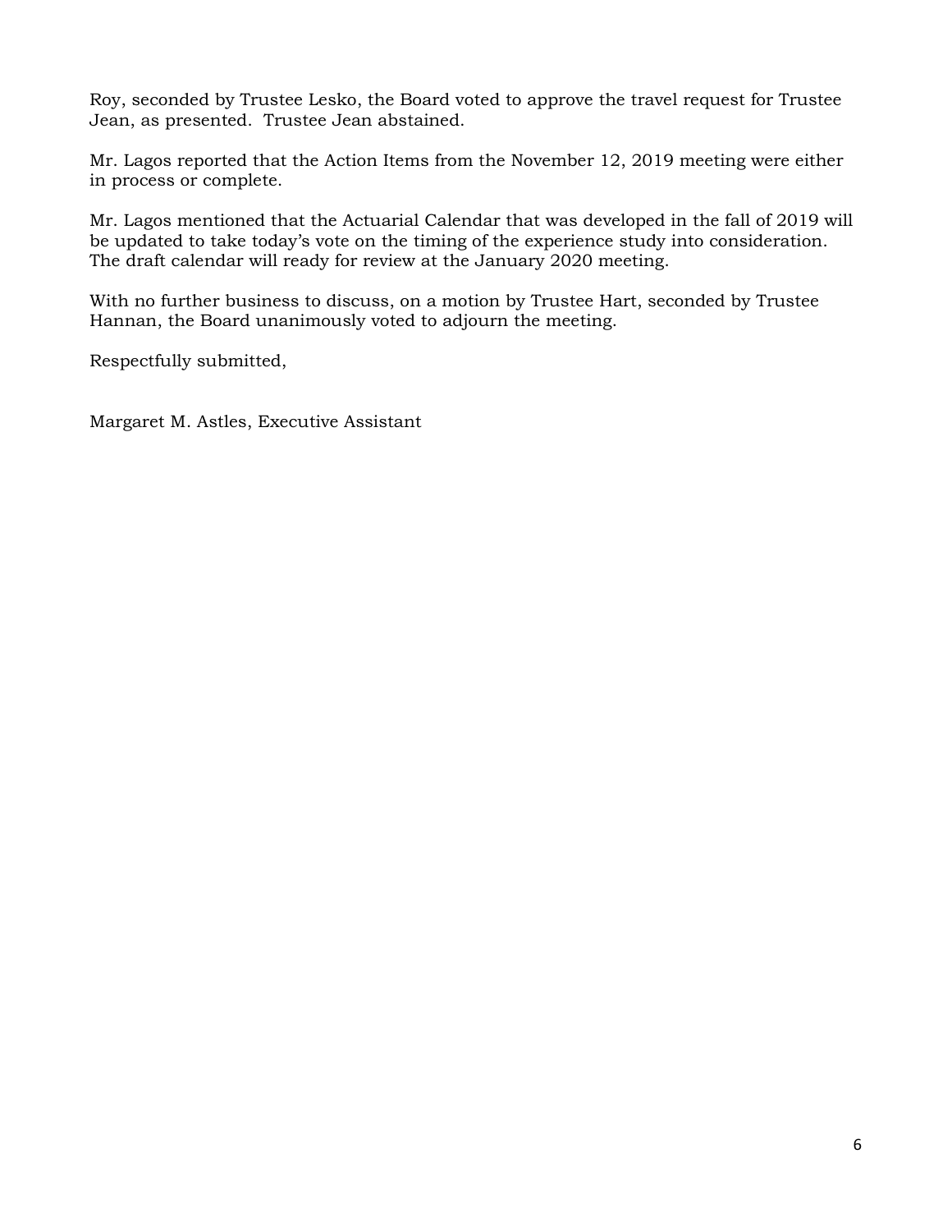Roy, seconded by Trustee Lesko, the Board voted to approve the travel request for Trustee Jean, as presented. Trustee Jean abstained.

Mr. Lagos reported that the Action Items from the November 12, 2019 meeting were either in process or complete.

Mr. Lagos mentioned that the Actuarial Calendar that was developed in the fall of 2019 will be updated to take today's vote on the timing of the experience study into consideration. The draft calendar will ready for review at the January 2020 meeting.

With no further business to discuss, on a motion by Trustee Hart, seconded by Trustee Hannan, the Board unanimously voted to adjourn the meeting.

Respectfully submitted,

Margaret M. Astles, Executive Assistant